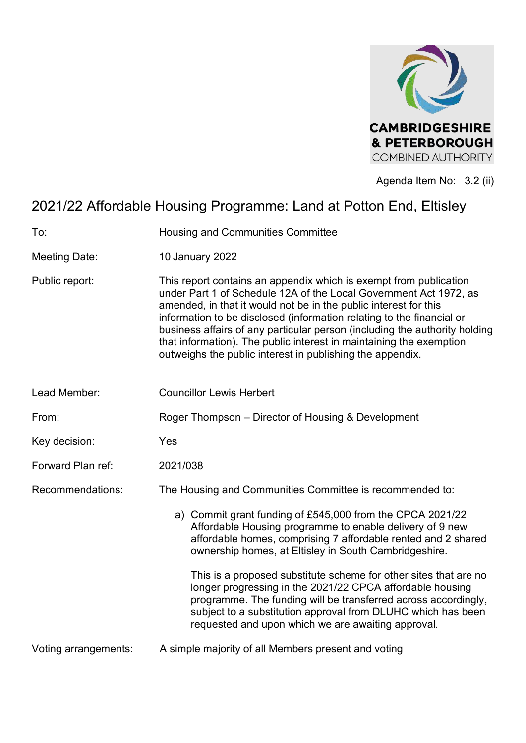CAMBRIDGESHIRE & PETERBOROUGH COMBINED AUTHORITY

Agenda Item No: 3.2 (ii)

# 2021/22 Affordable Housing Programme: Land at Potton End, Eltisley

| | |
|---|---|
| To: | Housing and Communities Committee |
| Meeting Date: | 10 January 2022 |
| Public report: | This report contains an appendix which is exempt from publication under Part 1 of Schedule 12A of the Local Government Act 1972, as amended, in that it would not be in the public interest for this information to be disclosed (information relating to the financial or business affairs of any particular person (including the authority holding that information). The public interest in maintaining the exemption outweighs the public interest in publishing the appendix. |
| Lead Member: | Councillor Lewis Herbert |
| From: | Roger Thompson – Director of Housing & Development |
| Key decision: | Yes |
| Forward Plan ref: | 2021/038 |
| Recommendations: | The Housing and Communities Committee is recommended to: |

a) Commit grant funding of £545,000 from the CPCA 2021/22 Affordable Housing programme to enable delivery of 9 new affordable homes, comprising 7 affordable rented and 2 shared ownership homes, at Eltisley in South Cambridgeshire.

   This is a proposed substitute scheme for other sites that are no longer progressing in the 2021/22 CPCA affordable housing programme. The funding will be transferred across accordingly, subject to a substitution approval from DLUHC which has been requested and upon which we are awaiting approval.

| | |
|---|---|
| Voting arrangements: | A simple majority of all Members present and voting |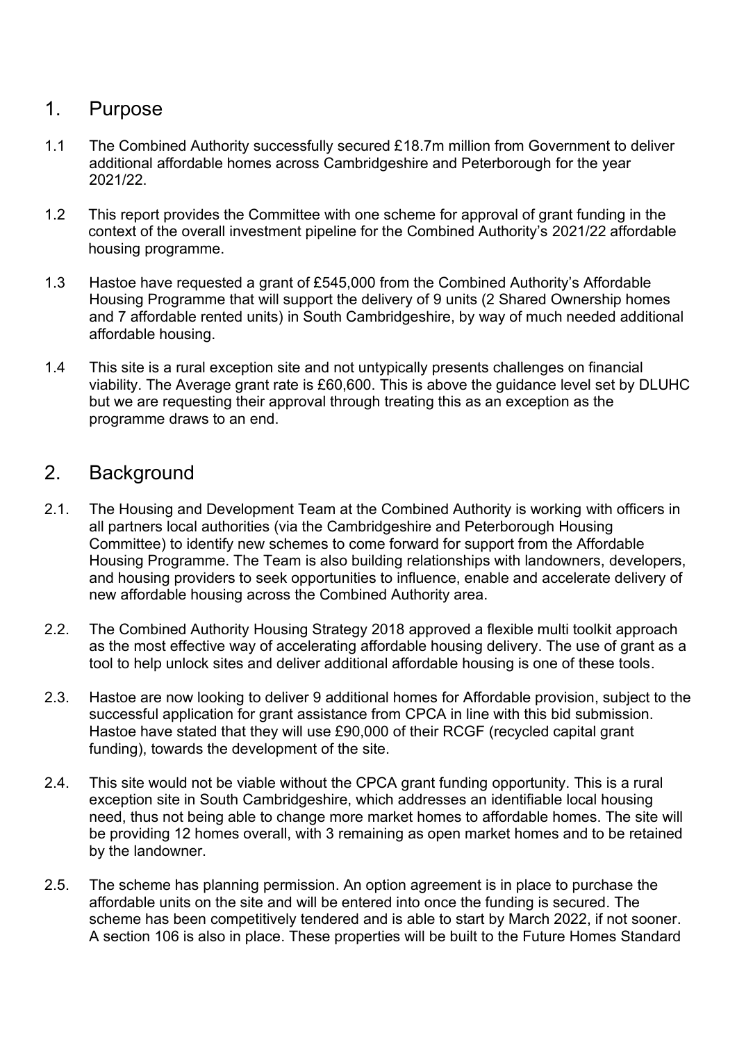## 1. Purpose

1.1 The Combined Authority successfully secured £18.7m million from Government to deliver additional affordable homes across Cambridgeshire and Peterborough for the year 2021/22.

1.2 This report provides the Committee with one scheme for approval of grant funding in the context of the overall investment pipeline for the Combined Authority's 2021/22 affordable housing programme.

1.3 Hastoe have requested a grant of £545,000 from the Combined Authority's Affordable Housing Programme that will support the delivery of 9 units (2 Shared Ownership homes and 7 affordable rented units) in South Cambridgeshire, by way of much needed additional affordable housing.

1.4 This site is a rural exception site and not untypically presents challenges on financial viability. The Average grant rate is £60,600. This is above the guidance level set by DLUHC but we are requesting their approval through treating this as an exception as the programme draws to an end.

## 2. Background

2.1. The Housing and Development Team at the Combined Authority is working with officers in all partners local authorities (via the Cambridgeshire and Peterborough Housing Committee) to identify new schemes to come forward for support from the Affordable Housing Programme. The Team is also building relationships with landowners, developers, and housing providers to seek opportunities to influence, enable and accelerate delivery of new affordable housing across the Combined Authority area.

2.2. The Combined Authority Housing Strategy 2018 approved a flexible multi toolkit approach as the most effective way of accelerating affordable housing delivery. The use of grant as a tool to help unlock sites and deliver additional affordable housing is one of these tools.

2.3. Hastoe are now looking to deliver 9 additional homes for Affordable provision, subject to the successful application for grant assistance from CPCA in line with this bid submission. Hastoe have stated that they will use £90,000 of their RCGF (recycled capital grant funding), towards the development of the site.

2.4. This site would not be viable without the CPCA grant funding opportunity. This is a rural exception site in South Cambridgeshire, which addresses an identifiable local housing need, thus not being able to change more market homes to affordable homes. The site will be providing 12 homes overall, with 3 remaining as open market homes and to be retained by the landowner.

2.5. The scheme has planning permission. An option agreement is in place to purchase the affordable units on the site and will be entered into once the funding is secured. The scheme has been competitively tendered and is able to start by March 2022, if not sooner. A section 106 is also in place. These properties will be built to the Future Homes Standard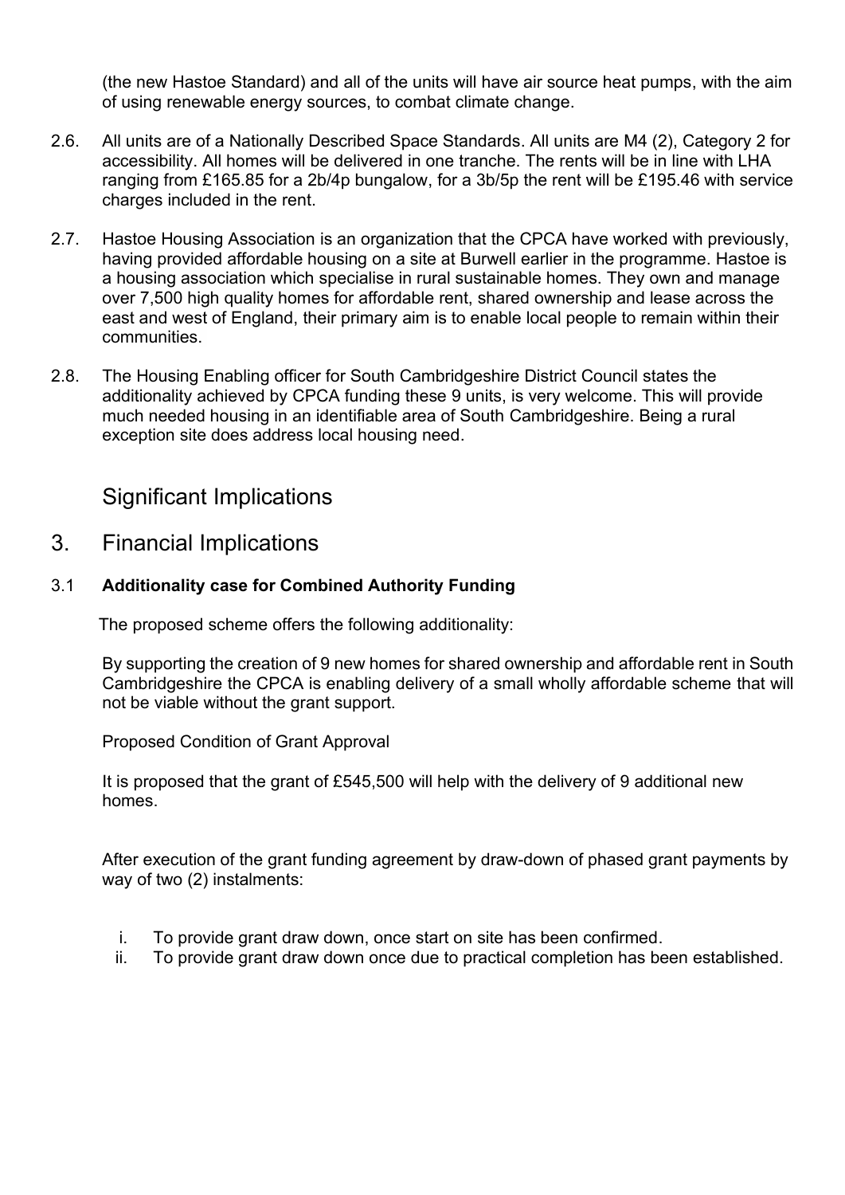(the new Hastoe Standard) and all of the units will have air source heat pumps, with the aim of using renewable energy sources, to combat climate change.

2.6. All units are of a Nationally Described Space Standards. All units are M4 (2), Category 2 for accessibility. All homes will be delivered in one tranche. The rents will be in line with LHA ranging from £165.85 for a 2b/4p bungalow, for a 3b/5p the rent will be £195.46 with service charges included in the rent.

2.7. Hastoe Housing Association is an organization that the CPCA have worked with previously, having provided affordable housing on a site at Burwell earlier in the programme. Hastoe is a housing association which specialise in rural sustainable homes. They own and manage over 7,500 high quality homes for affordable rent, shared ownership and lease across the east and west of England, their primary aim is to enable local people to remain within their communities.

2.8. The Housing Enabling officer for South Cambridgeshire District Council states the additionality achieved by CPCA funding these 9 units, is very welcome. This will provide much needed housing in an identifiable area of South Cambridgeshire. Being a rural exception site does address local housing need.

## Significant Implications

## 3. Financial Implications

3.1 **Additionality case for Combined Authority Funding**

The proposed scheme offers the following additionality:

By supporting the creation of 9 new homes for shared ownership and affordable rent in South Cambridgeshire the CPCA is enabling delivery of a small wholly affordable scheme that will not be viable without the grant support.

Proposed Condition of Grant Approval

It is proposed that the grant of £545,500 will help with the delivery of 9 additional new homes.

After execution of the grant funding agreement by draw-down of phased grant payments by way of two (2) instalments:

i. To provide grant draw down, once start on site has been confirmed.
ii. To provide grant draw down once due to practical completion has been established.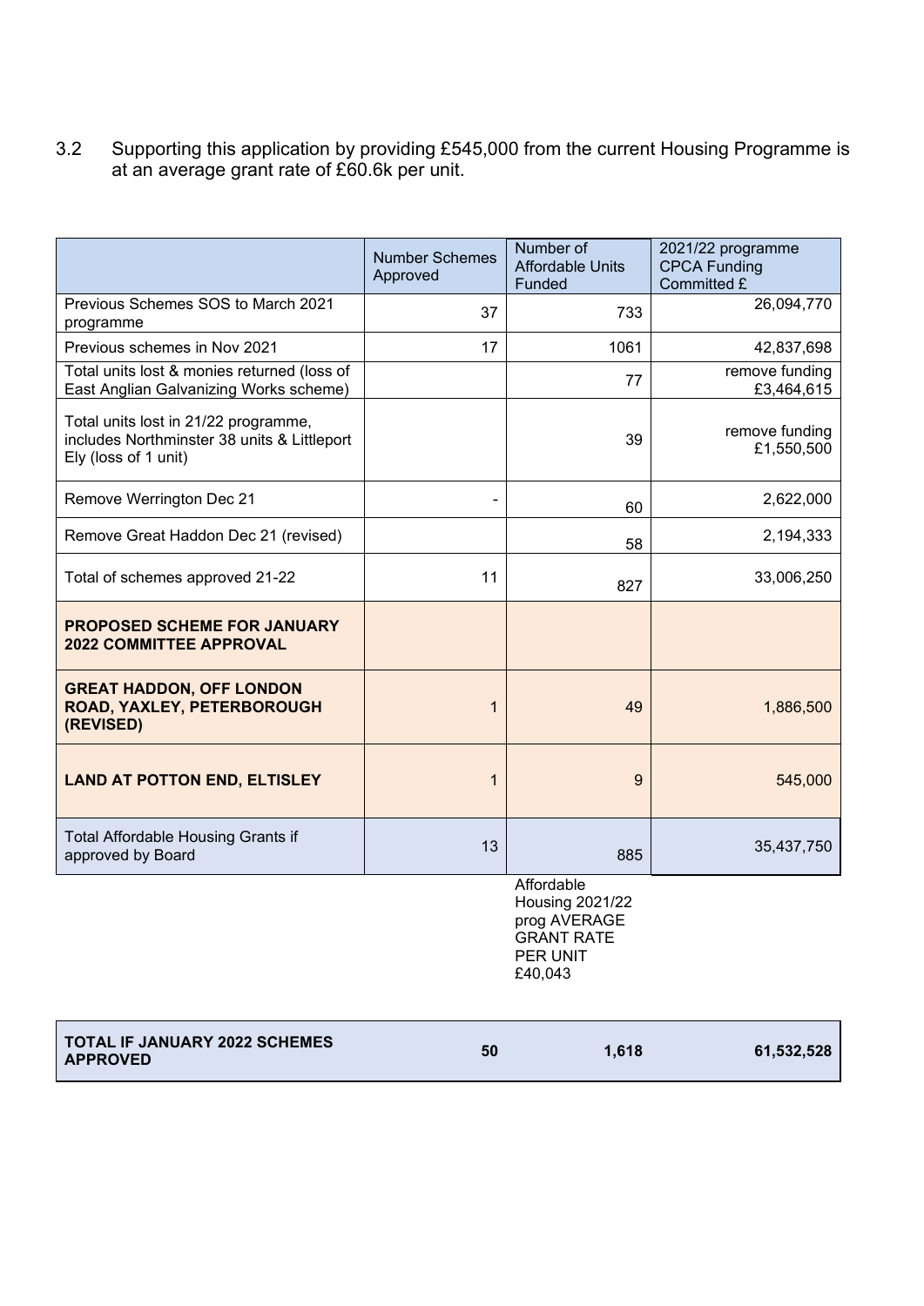3.2 Supporting this application by providing £545,000 from the current Housing Programme is at an average grant rate of £60.6k per unit.

| | Number Schemes Approved | Number of Affordable Units Funded | 2021/22 programme CPCA Funding Committed £ |
|---|---|---|---|
| Previous Schemes SOS to March 2021 programme | 37 | 733 | 26,094,770 |
| Previous schemes in Nov 2021 | 17 | 1061 | 42,837,698 |
| Total units lost & monies returned (loss of East Anglian Galvanizing Works scheme) | | 77 | remove funding £3,464,615 |
| Total units lost in 21/22 programme, includes Northminster 38 units & Littleport Ely (loss of 1 unit) | | 39 | remove funding £1,550,500 |
| Remove Werrington Dec 21 | - | 60 | 2,622,000 |
| Remove Great Haddon Dec 21 (revised) | | 58 | 2,194,333 |
| Total of schemes approved 21-22 | 11 | 827 | 33,006,250 |
| **PROPOSED SCHEME FOR JANUARY 2022 COMMITTEE APPROVAL** | | | |
| **GREAT HADDON, OFF LONDON ROAD, YAXLEY, PETERBOROUGH (REVISED)** | 1 | 49 | 1,886,500 |
| **LAND AT POTTON END, ELTISLEY** | 1 | 9 | 545,000 |
| Total Affordable Housing Grants if approved by Board | 13 | 885 | 35,437,750 |
| | | Affordable Housing 2021/22 prog AVERAGE GRANT RATE PER UNIT £40,043 | |
| **TOTAL IF JANUARY 2022 SCHEMES APPROVED** | **50** | **1,618** | **61,532,528** |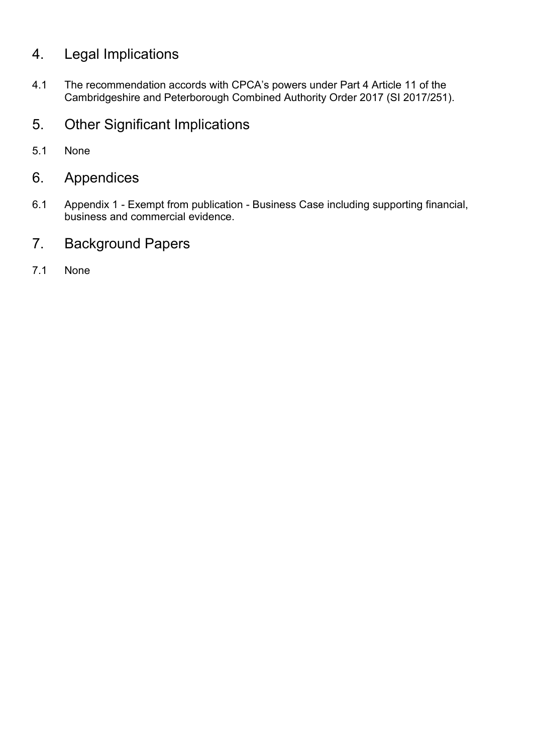## 4. Legal Implications

4.1 The recommendation accords with CPCA's powers under Part 4 Article 11 of the Cambridgeshire and Peterborough Combined Authority Order 2017 (SI 2017/251).

## 5. Other Significant Implications

5.1 None

## 6. Appendices

6.1 Appendix 1 - Exempt from publication - Business Case including supporting financial, business and commercial evidence.

## 7. Background Papers

7.1 None